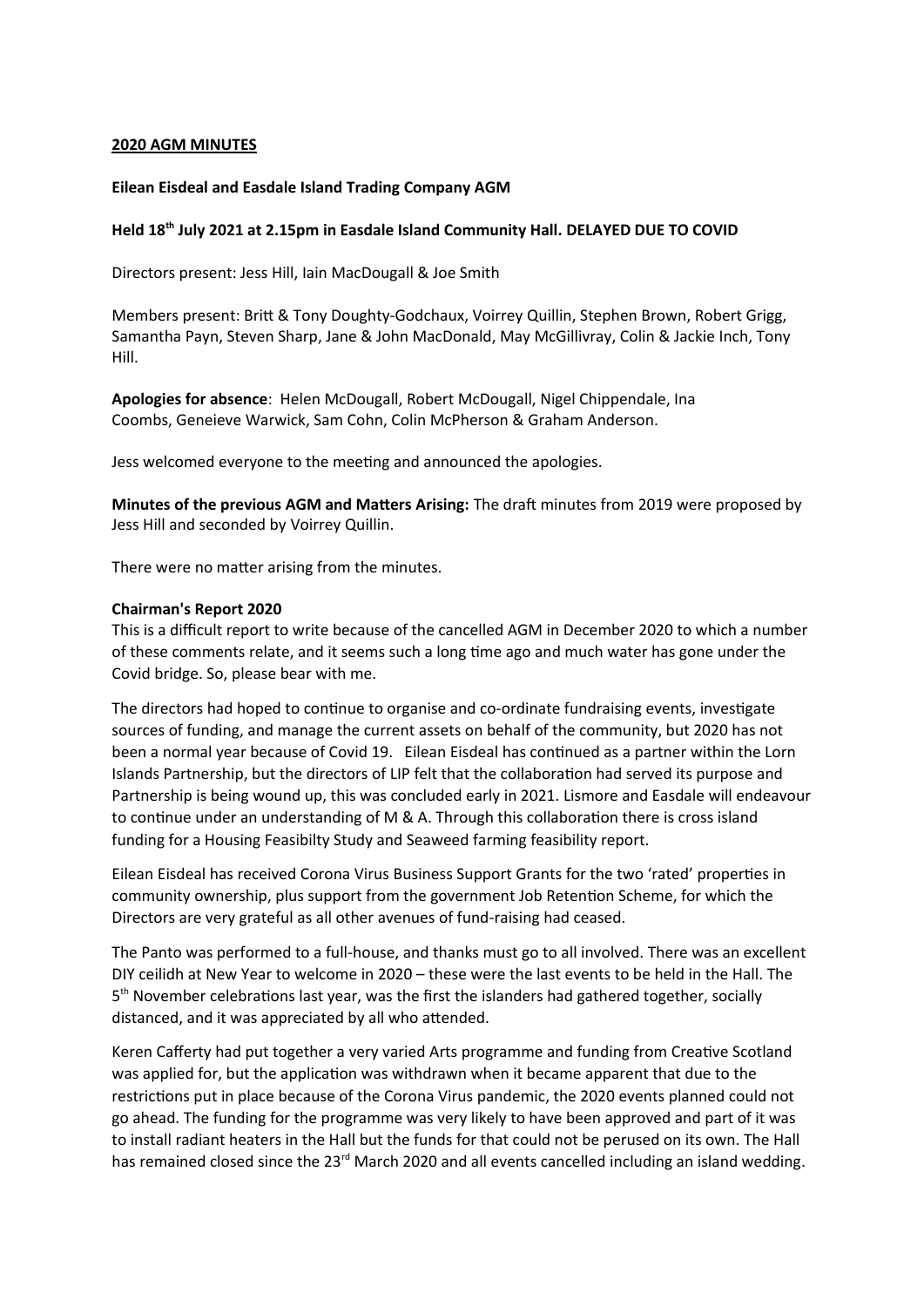**2020 AGM MINUTES**

**Eilean Eisdeal and Easdale Island Trading Company AGM**

**Held 18th July 2021 at 2.15pm in Easdale Island Community Hall. DELAYED DUE TO COVID**

Directors present: Jess Hill, Iain MacDougall & Joe Smith

Members present: Britt & Tony Doughty-Godchaux, Voirrey Quillin, Stephen Brown, Robert Grigg, Samantha Payn, Steven Sharp, Jane & John MacDonald, May McGillivray, Colin & Jackie Inch, Tony Hill.

**Apologies for absence**: Helen McDougall, Robert McDougall, Nigel Chippendale, Ina Coombs, Geneieve Warwick, Sam Cohn, Colin McPherson & Graham Anderson.

Jess welcomed everyone to the meeting and announced the apologies.

**Minutes of the previous AGM and Matters Arising:** The draft minutes from 2019 were proposed by Jess Hill and seconded by Voirrey Quillin.

There were no matter arising from the minutes.

**Chairman's Report 2020**

This is a difficult report to write because of the cancelled AGM in December 2020 to which a number of these comments relate, and it seems such a long time ago and much water has gone under the Covid bridge. So, please bear with me.

The directors had hoped to continue to organise and co-ordinate fundraising events, investigate sources of funding, and manage the current assets on behalf of the community, but 2020 has not been a normal year because of Covid 19. Eilean Eisdeal has continued as a partner within the Lorn Islands Partnership, but the directors of LIP felt that the collaboration had served its purpose and Partnership is being wound up, this was concluded early in 2021. Lismore and Easdale will endeavour to continue under an understanding of M & A. Through this collaboration there is cross island funding for a Housing Feasibilty Study and Seaweed farming feasibility report.

Eilean Eisdeal has received Corona Virus Business Support Grants for the two 'rated' properties in community ownership, plus support from the government Job Retention Scheme, for which the Directors are very grateful as all other avenues of fund-raising had ceased.

The Panto was performed to a full-house, and thanks must go to all involved. There was an excellent DIY ceilidh at New Year to welcome in 2020 – these were the last events to be held in the Hall. The 5th November celebrations last year, was the first the islanders had gathered together, socially distanced, and it was appreciated by all who attended.

Keren Cafferty had put together a very varied Arts programme and funding from Creative Scotland was applied for, but the application was withdrawn when it became apparent that due to the restrictions put in place because of the Corona Virus pandemic, the 2020 events planned could not go ahead. The funding for the programme was very likely to have been approved and part of it was to install radiant heaters in the Hall but the funds for that could not be perused on its own. The Hall has remained closed since the 23rd March 2020 and all events cancelled including an island wedding.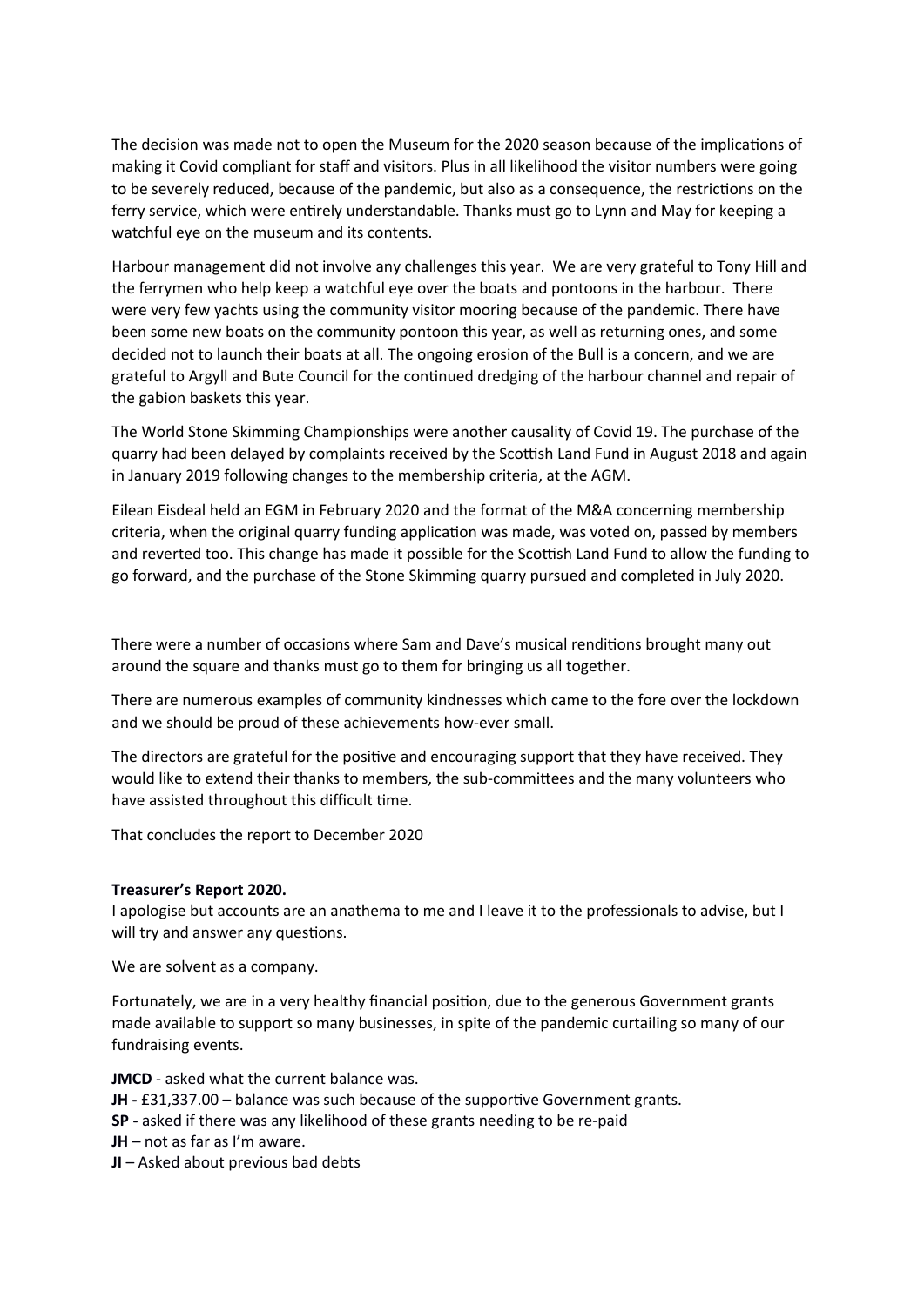The decision was made not to open the Museum for the 2020 season because of the implications of making it Covid compliant for staff and visitors. Plus in all likelihood the visitor numbers were going to be severely reduced, because of the pandemic, but also as a consequence, the restrictions on the ferry service, which were entirely understandable. Thanks must go to Lynn and May for keeping a watchful eye on the museum and its contents.

Harbour management did not involve any challenges this year. We are very grateful to Tony Hill and the ferrymen who help keep a watchful eye over the boats and pontoons in the harbour. There were very few yachts using the community visitor mooring because of the pandemic. There have been some new boats on the community pontoon this year, as well as returning ones, and some decided not to launch their boats at all. The ongoing erosion of the Bull is a concern, and we are grateful to Argyll and Bute Council for the continued dredging of the harbour channel and repair of the gabion baskets this year.

The World Stone Skimming Championships were another causality of Covid 19. The purchase of the quarry had been delayed by complaints received by the Scottish Land Fund in August 2018 and again in January 2019 following changes to the membership criteria, at the AGM.

Eilean Eisdeal held an EGM in February 2020 and the format of the M&A concerning membership criteria, when the original quarry funding application was made, was voted on, passed by members and reverted too. This change has made it possible for the Scottish Land Fund to allow the funding to go forward, and the purchase of the Stone Skimming quarry pursued and completed in July 2020.

There were a number of occasions where Sam and Dave's musical renditions brought many out around the square and thanks must go to them for bringing us all together.

There are numerous examples of community kindnesses which came to the fore over the lockdown and we should be proud of these achievements how-ever small.

The directors are grateful for the positive and encouraging support that they have received. They would like to extend their thanks to members, the sub-committees and the many volunteers who have assisted throughout this difficult time.

That concludes the report to December 2020

**Treasurer's Report 2020.**

I apologise but accounts are an anathema to me and I leave it to the professionals to advise, but I will try and answer any questions.

We are solvent as a company.

Fortunately, we are in a very healthy financial position, due to the generous Government grants made available to support so many businesses, in spite of the pandemic curtailing so many of our fundraising events.

**JMCD** - asked what the current balance was.
**JH -** £31,337.00 – balance was such because of the supportive Government grants.
**SP -** asked if there was any likelihood of these grants needing to be re-paid
**JH** – not as far as I'm aware.
**JI** – Asked about previous bad debts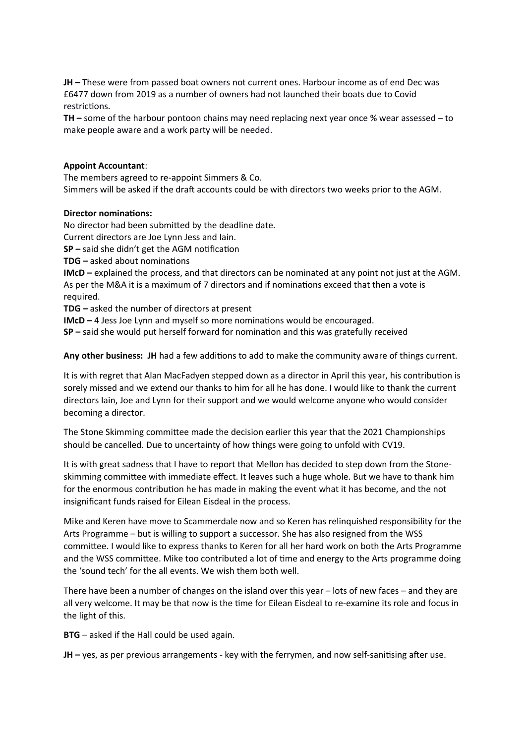**JH –** These were from passed boat owners not current ones. Harbour income as of end Dec was £6477 down from 2019 as a number of owners had not launched their boats due to Covid restrictions.

**TH –** some of the harbour pontoon chains may need replacing next year once % wear assessed – to make people aware and a work party will be needed.

**Appoint Accountant**:

The members agreed to re-appoint Simmers & Co.

Simmers will be asked if the draft accounts could be with directors two weeks prior to the AGM.

**Director nominations:**

No director had been submitted by the deadline date.

Current directors are Joe Lynn Jess and Iain.

**SP –** said she didn't get the AGM notification

**TDG –** asked about nominations

**IMcD –** explained the process, and that directors can be nominated at any point not just at the AGM. As per the M&A it is a maximum of 7 directors and if nominations exceed that then a vote is required.

**TDG –** asked the number of directors at present

**IMcD –** 4 Jess Joe Lynn and myself so more nominations would be encouraged.

**SP –** said she would put herself forward for nomination and this was gratefully received

**Any other business: JH** had a few additions to add to make the community aware of things current.

It is with regret that Alan MacFadyen stepped down as a director in April this year, his contribution is sorely missed and we extend our thanks to him for all he has done. I would like to thank the current directors Iain, Joe and Lynn for their support and we would welcome anyone who would consider becoming a director.

The Stone Skimming committee made the decision earlier this year that the 2021 Championships should be cancelled. Due to uncertainty of how things were going to unfold with CV19.

It is with great sadness that I have to report that Mellon has decided to step down from the Stone-skimming committee with immediate effect. It leaves such a huge whole. But we have to thank him for the enormous contribution he has made in making the event what it has become, and the not insignificant funds raised for Eilean Eisdeal in the process.

Mike and Keren have move to Scammerdale now and so Keren has relinquished responsibility for the Arts Programme – but is willing to support a successor. She has also resigned from the WSS committee. I would like to express thanks to Keren for all her hard work on both the Arts Programme and the WSS committee. Mike too contributed a lot of time and energy to the Arts programme doing the 'sound tech' for the all events. We wish them both well.

There have been a number of changes on the island over this year – lots of new faces – and they are all very welcome. It may be that now is the time for Eilean Eisdeal to re-examine its role and focus in the light of this.

**BTG** – asked if the Hall could be used again.

**JH –** yes, as per previous arrangements - key with the ferrymen, and now self-sanitising after use.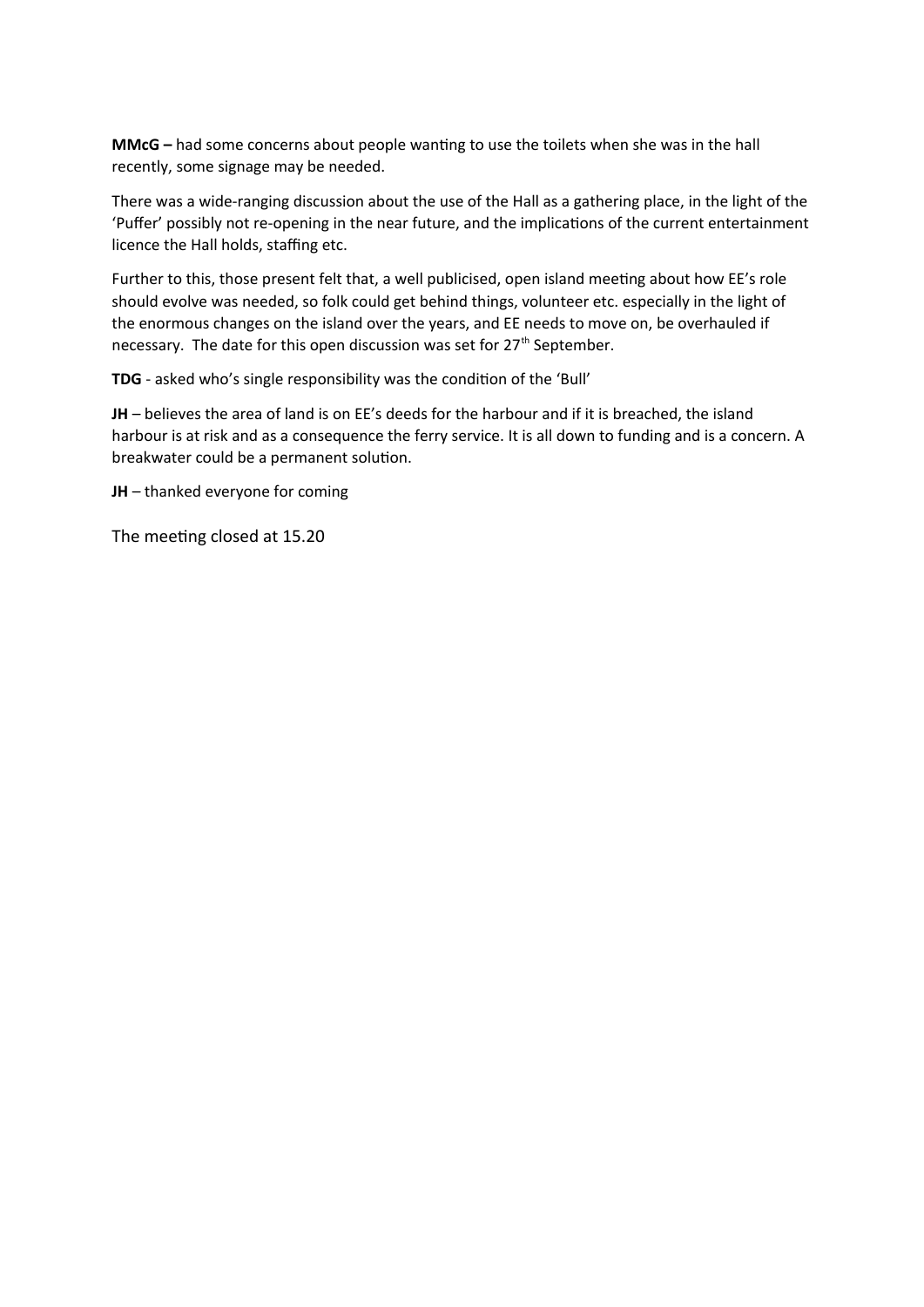**MMcG –** had some concerns about people wanting to use the toilets when she was in the hall recently, some signage may be needed.

There was a wide-ranging discussion about the use of the Hall as a gathering place, in the light of the 'Puffer' possibly not re-opening in the near future, and the implications of the current entertainment licence the Hall holds, staffing etc.

Further to this, those present felt that, a well publicised, open island meeting about how EE's role should evolve was needed, so folk could get behind things, volunteer etc. especially in the light of the enormous changes on the island over the years, and EE needs to move on, be overhauled if necessary. The date for this open discussion was set for 27th September.

**TDG** - asked who's single responsibility was the condition of the 'Bull'

**JH** – believes the area of land is on EE's deeds for the harbour and if it is breached, the island harbour is at risk and as a consequence the ferry service. It is all down to funding and is a concern. A breakwater could be a permanent solution.

**JH** – thanked everyone for coming

The meeting closed at 15.20